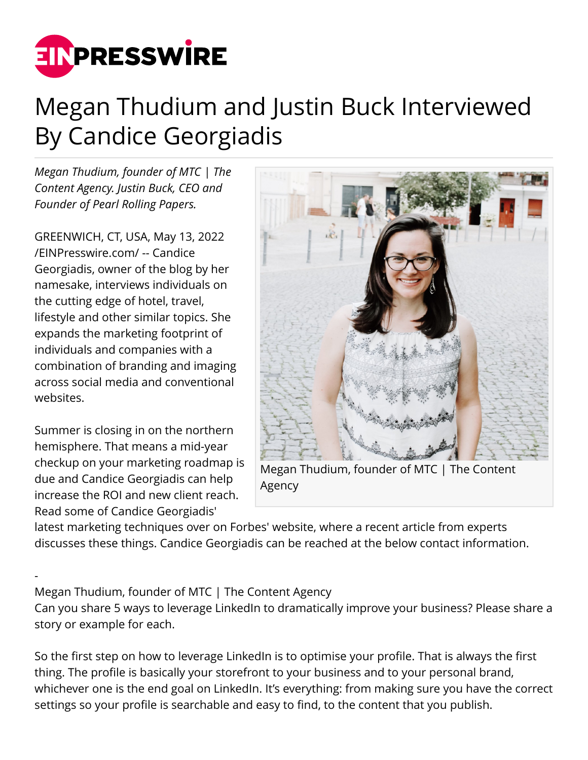# Megan Thudium and Justin Buck Interviewed By Candice Georgiadis

*Megan Thudium, founder of MTC | The Content Agency. Justin Buck, CEO and Founder of Pearl Rolling Papers.*

GREENWICH, CT, USA, May 13, 2022 /EINPresswire.com/ -- Candice Georgiadis, owner of the blog by her namesake, interviews individuals on the cutting edge of hotel, travel, lifestyle and other similar topics. She expands the marketing footprint of individuals and companies with a combination of branding and imaging across social media and conventional websites.

Megan Thudium, founder of MTC | The Content Agency

Summer is closing in on the northern hemisphere. That means a mid-year checkup on your marketing roadmap is due and Candice Georgiadis can help increase the ROI and new client reach. Read some of Candice Georgiadis' latest marketing techniques over on Forbes' website, where a recent article from experts discusses these things. Candice Georgiadis can be reached at the below contact information.

-

Megan Thudium, founder of MTC | The Content Agency
Can you share 5 ways to leverage LinkedIn to dramatically improve your business? Please share a story or example for each.

So the first step on how to leverage LinkedIn is to optimise your profile. That is always the first thing. The profile is basically your storefront to your business and to your personal brand, whichever one is the end goal on LinkedIn. It's everything: from making sure you have the correct settings so your profile is searchable and easy to find, to the content that you publish.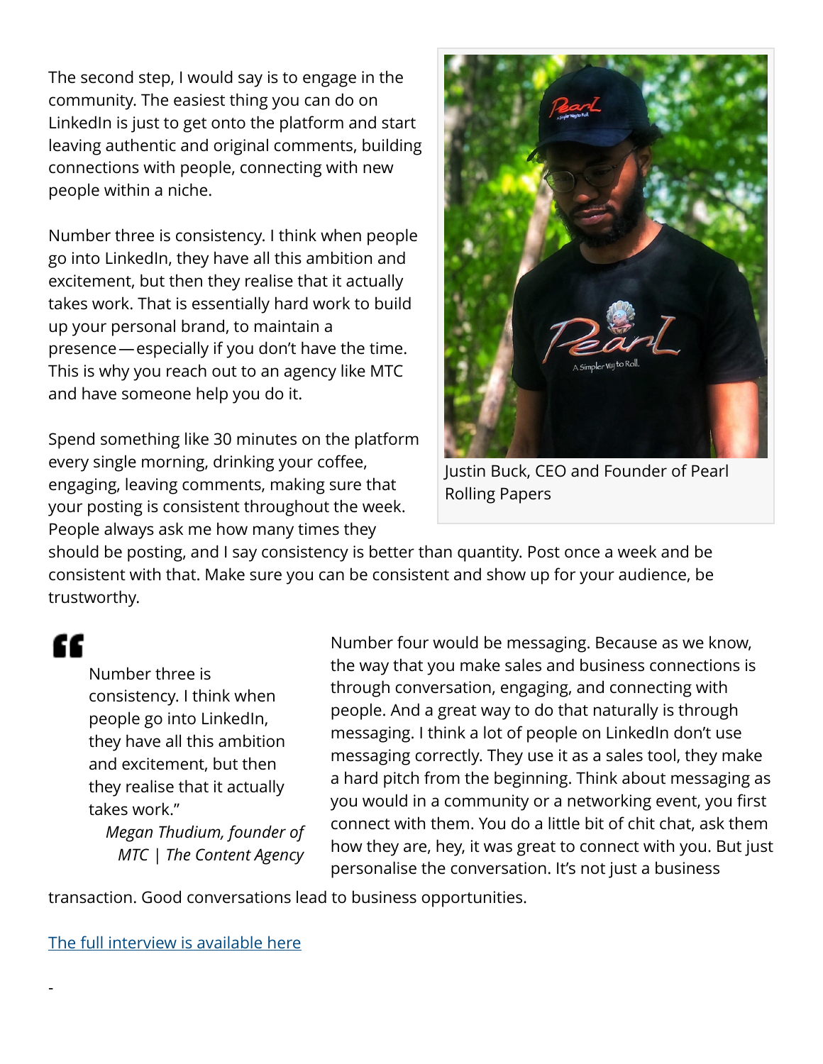The second step, I would say is to engage in the community. The easiest thing you can do on LinkedIn is just to get onto the platform and start leaving authentic and original comments, building connections with people, connecting with new people within a niche.

Number three is consistency. I think when people go into LinkedIn, they have all this ambition and excitement, but then they realise that it actually takes work. That is essentially hard work to build up your personal brand, to maintain a presence—especially if you don't have the time. This is why you reach out to an agency like MTC and have someone help you do it.

Spend something like 30 minutes on the platform every single morning, drinking your coffee, engaging, leaving comments, making sure that your posting is consistent throughout the week. People always ask me how many times they should be posting, and I say consistency is better than quantity. Post once a week and be consistent with that. Make sure you can be consistent and show up for your audience, be trustworthy.

Justin Buck, CEO and Founder of Pearl Rolling Papers

> Number three is consistency. I think when people go into LinkedIn, they have all this ambition and excitement, but then they realise that it actually takes work."
>
> *Megan Thudium, founder of MTC | The Content Agency*

Number four would be messaging. Because as we know, the way that you make sales and business connections is through conversation, engaging, and connecting with people. And a great way to do that naturally is through messaging. I think a lot of people on LinkedIn don't use messaging correctly. They use it as a sales tool, they make a hard pitch from the beginning. Think about messaging as you would in a community or a networking event, you first connect with them. You do a little bit of chit chat, ask them how they are, hey, it was great to connect with you. But just personalise the conversation. It's not just a business transaction. Good conversations lead to business opportunities.

[The full interview is available here]

-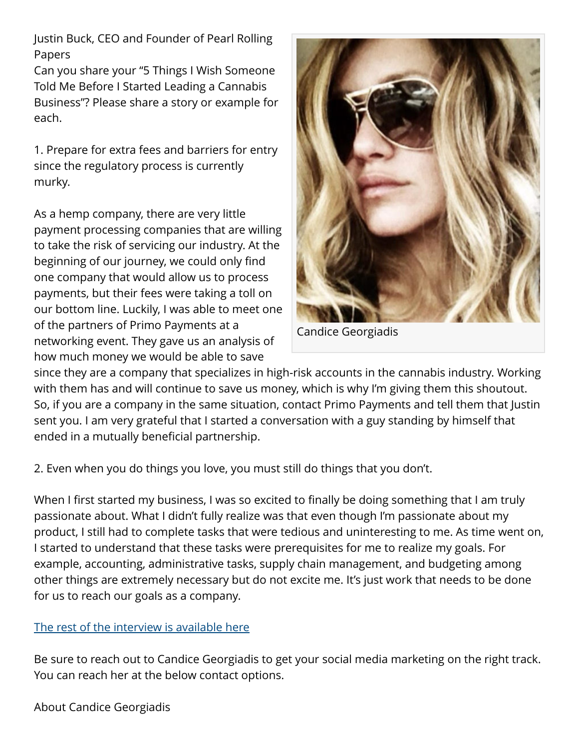Justin Buck, CEO and Founder of Pearl Rolling Papers

Can you share your “5 Things I Wish Someone Told Me Before I Started Leading a Cannabis Business”? Please share a story or example for each.

1. Prepare for extra fees and barriers for entry since the regulatory process is currently murky.

As a hemp company, there are very little payment processing companies that are willing to take the risk of servicing our industry. At the beginning of our journey, we could only find one company that would allow us to process payments, but their fees were taking a toll on our bottom line. Luckily, I was able to meet one of the partners of Primo Payments at a networking event. They gave us an analysis of how much money we would be able to save since they are a company that specializes in high-risk accounts in the cannabis industry. Working with them has and will continue to save us money, which is why I’m giving them this shoutout. So, if you are a company in the same situation, contact Primo Payments and tell them that Justin sent you. I am very grateful that I started a conversation with a guy standing by himself that ended in a mutually beneficial partnership.

Candice Georgiadis

2. Even when you do things you love, you must still do things that you don’t.

When I first started my business, I was so excited to finally be doing something that I am truly passionate about. What I didn’t fully realize was that even though I’m passionate about my product, I still had to complete tasks that were tedious and uninteresting to me. As time went on, I started to understand that these tasks were prerequisites for me to realize my goals. For example, accounting, administrative tasks, supply chain management, and budgeting among other things are extremely necessary but do not excite me. It’s just work that needs to be done for us to reach our goals as a company.

[The rest of the interview is available here]

Be sure to reach out to Candice Georgiadis to get your social media marketing on the right track. You can reach her at the below contact options.

About Candice Georgiadis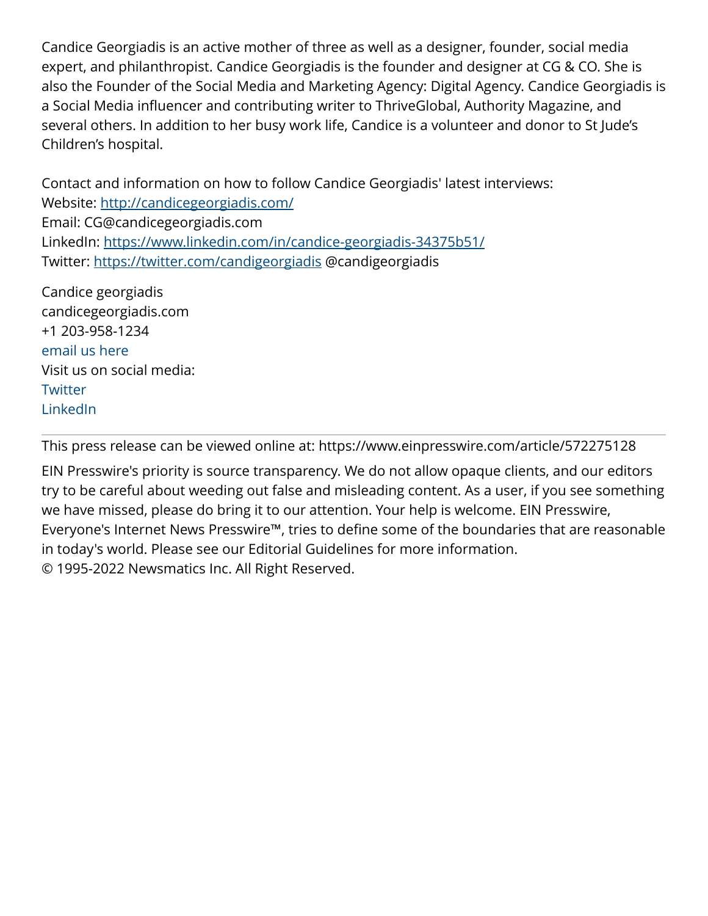Candice Georgiadis is an active mother of three as well as a designer, founder, social media expert, and philanthropist. Candice Georgiadis is the founder and designer at CG & CO. She is also the Founder of the Social Media and Marketing Agency: Digital Agency. Candice Georgiadis is a Social Media influencer and contributing writer to ThriveGlobal, Authority Magazine, and several others. In addition to her busy work life, Candice is a volunteer and donor to St Jude's Children's hospital.

Contact and information on how to follow Candice Georgiadis' latest interviews:
Website: http://candicegeorgiadis.com/
Email: CG@candicegeorgiadis.com
LinkedIn: https://www.linkedin.com/in/candice-georgiadis-34375b51/
Twitter: https://twitter.com/candigeorgiadis @candigeorgiadis

Candice georgiadis
candicegeorgiadis.com
+1 203-958-1234
email us here
Visit us on social media:
Twitter
LinkedIn

---

This press release can be viewed online at: https://www.einpresswire.com/article/572275128

EIN Presswire's priority is source transparency. We do not allow opaque clients, and our editors try to be careful about weeding out false and misleading content. As a user, if you see something we have missed, please do bring it to our attention. Your help is welcome. EIN Presswire, Everyone's Internet News Presswire™, tries to define some of the boundaries that are reasonable in today's world. Please see our Editorial Guidelines for more information.
© 1995-2022 Newsmatics Inc. All Right Reserved.